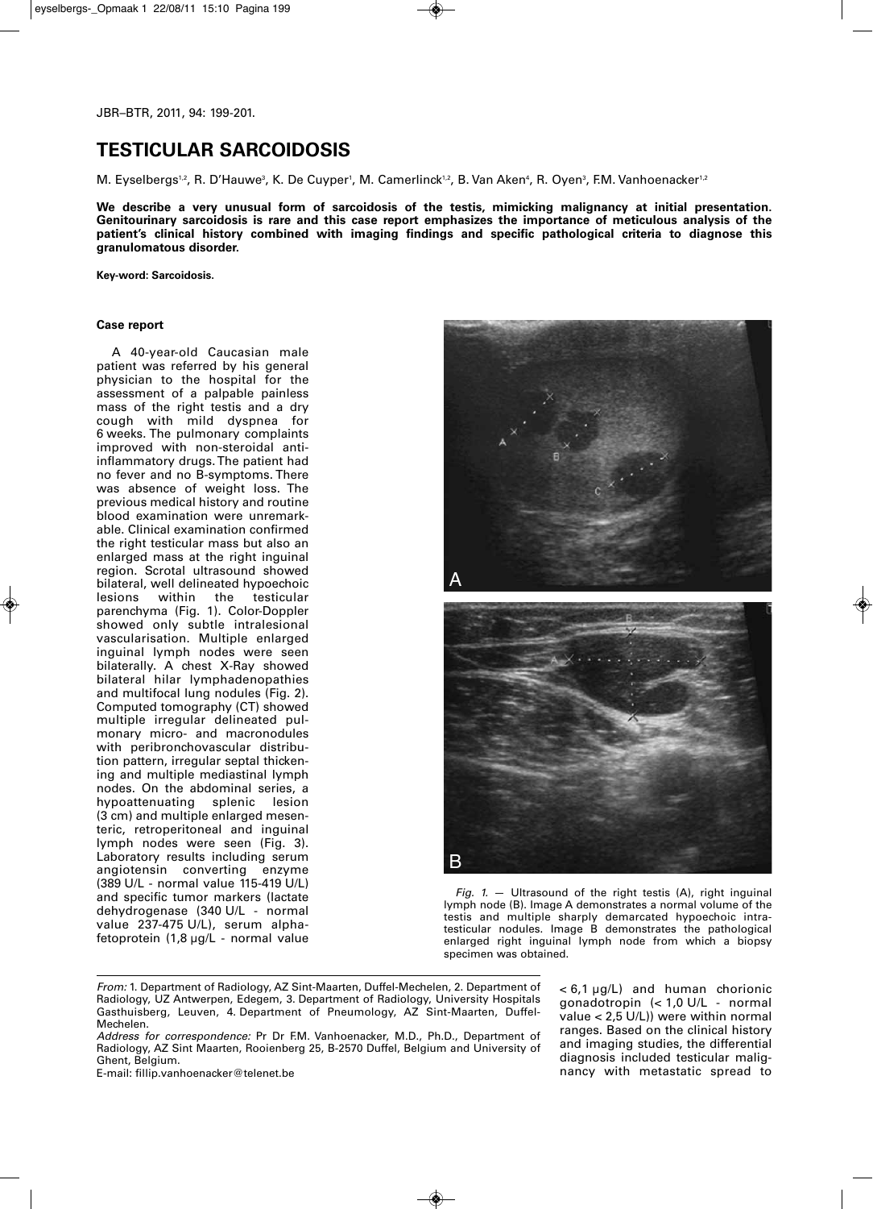# TESTICULAR SARCOIDOSIS

M. Eyselbergs[1,2], R. D'Hauwe[3], K. De Cuyper[1], M. Camerlinck[1,2], B. Van Aken[4], R. Oyen[3], F.M. Vanhoenacker[1,2]

**We describe a very unusual form of sarcoidosis of the testis, mimicking malignancy at initial presentation. Genitourinary sarcoidosis is rare and this case report emphasizes the importance of meticulous analysis of the patient's clinical history combined with imaging findings and specific pathological criteria to diagnose this granulomatous disorder.**

**Key-word: Sarcoidosis.**

### Case report

A 40-year-old Caucasian male patient was referred by his general physician to the hospital for the assessment of a palpable painless mass of the right testis and a dry cough with mild dyspnea for 6 weeks. The pulmonary complaints improved with non-steroidal anti-inflammatory drugs. The patient had no fever and no B-symptoms. There was absence of weight loss. The previous medical history and routine blood examination were unremarkable. Clinical examination confirmed the right testicular mass but also an enlarged mass at the right inguinal region. Scrotal ultrasound showed bilateral, well delineated hypoechoic lesions within the testicular parenchyma (Fig. 1). Color-Doppler showed only subtle intralesional vascularisation. Multiple enlarged inguinal lymph nodes were seen bilaterally. A chest X-Ray showed bilateral hilar lymphadenopathies and multifocal lung nodules (Fig. 2). Computed tomography (CT) showed multiple irregular delineated pulmonary micro- and macronodules with peribronchovascular distribution pattern, irregular septal thickening and multiple mediastinal lymph nodes. On the abdominal series, a hypoattenuating splenic lesion (3 cm) and multiple enlarged mesenteric, retroperitoneal and inguinal lymph nodes were seen (Fig. 3). Laboratory results including serum angiotensin converting enzyme (389 U/L - normal value 115-419 U/L) and specific tumor markers (lactate dehydrogenase (340 U/L - normal value 237-475 U/L), serum alpha-fetoprotein (1,8 µg/L - normal value < 6,1 µg/L) and human chorionic gonadotropin (< 1,0 U/L - normal value < 2,5 U/L)) were within normal ranges. Based on the clinical history and imaging studies, the differential diagnosis included testicular malignancy with metastatic spread to

*Fig. 1.* — Ultrasound of the right testis (A), right inguinal lymph node (B). Image A demonstrates a normal volume of the testis and multiple sharply demarcated hypoechoic intratesticular nodules. Image B demonstrates the pathological enlarged right inguinal lymph node from which a biopsy specimen was obtained.

*From:* 1. Department of Radiology, AZ Sint-Maarten, Duffel-Mechelen, 2. Department of Radiology, UZ Antwerpen, Edegem, 3. Department of Radiology, University Hospitals Gasthuisberg, Leuven, 4. Department of Pneumology, AZ Sint-Maarten, Duffel-Mechelen.
*Address for correspondence:* Pr Dr F.M. Vanhoenacker, M.D., Ph.D., Department of Radiology, AZ Sint Maarten, Rooienberg 25, B-2570 Duffel, Belgium and University of Ghent, Belgium.
E-mail: fillip.vanhoenacker@telenet.be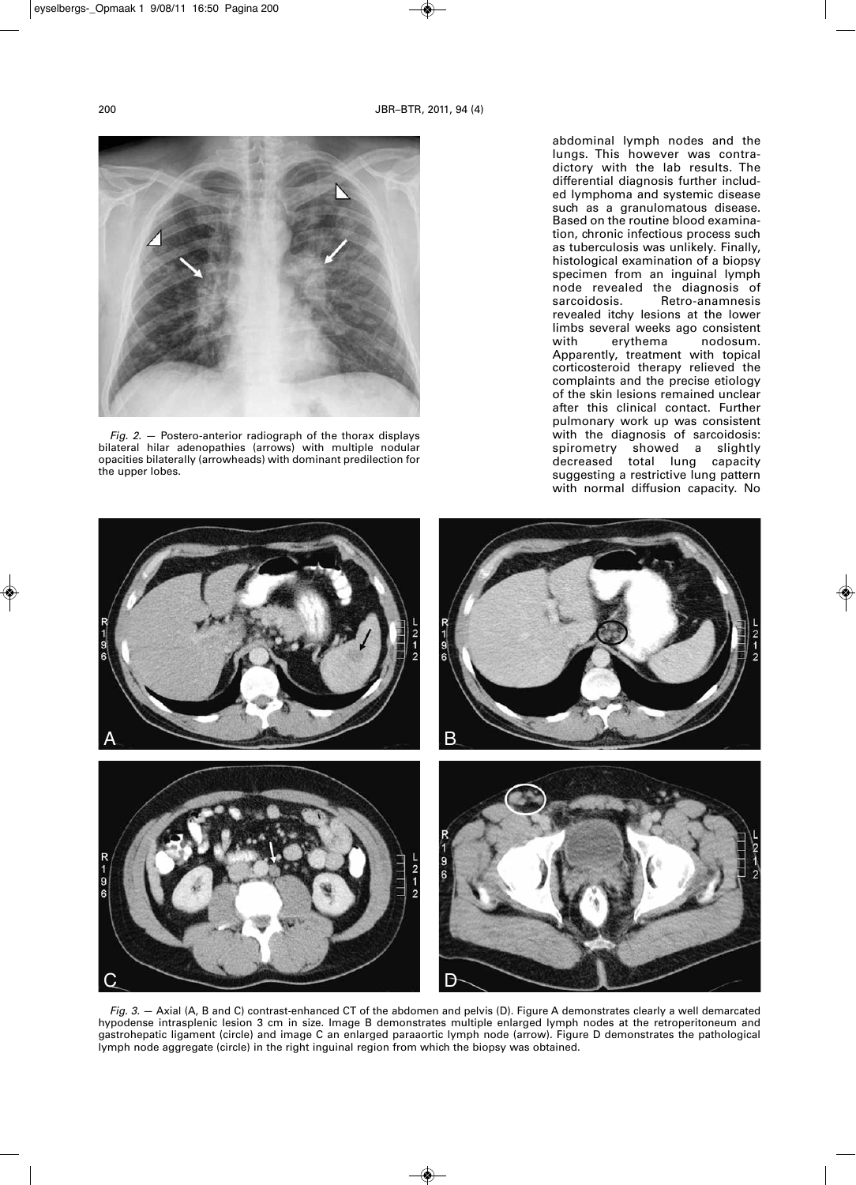*Fig. 2.* — Postero-anterior radiograph of the thorax displays bilateral hilar adenopathies (arrows) with multiple nodular opacities bilaterally (arrowheads) with dominant predilection for the upper lobes.

abdominal lymph nodes and the lungs. This however was contradictory with the lab results. The differential diagnosis further included lymphoma and systemic disease such as a granulomatous disease. Based on the routine blood examination, chronic infectious process such as tuberculosis was unlikely. Finally, histological examination of a biopsy specimen from an inguinal lymph node revealed the diagnosis of sarcoidosis. Retro-anamnesis revealed itchy lesions at the lower limbs several weeks ago consistent with erythema nodosum. Apparently, treatment with topical corticosteroid therapy relieved the complaints and the precise etiology of the skin lesions remained unclear after this clinical contact. Further pulmonary work up was consistent with the diagnosis of sarcoidosis: spirometry showed a slightly decreased total lung capacity suggesting a restrictive lung pattern with normal diffusion capacity. No

*Fig. 3.* — Axial (A, B and C) contrast-enhanced CT of the abdomen and pelvis (D). Figure A demonstrates clearly a well demarcated hypodense intrasplenic lesion 3 cm in size. Image B demonstrates multiple enlarged lymph nodes at the retroperitoneum and gastrohepatic ligament (circle) and image C an enlarged paraaortic lymph node (arrow). Figure D demonstrates the pathological lymph node aggregate (circle) in the right inguinal region from which the biopsy was obtained.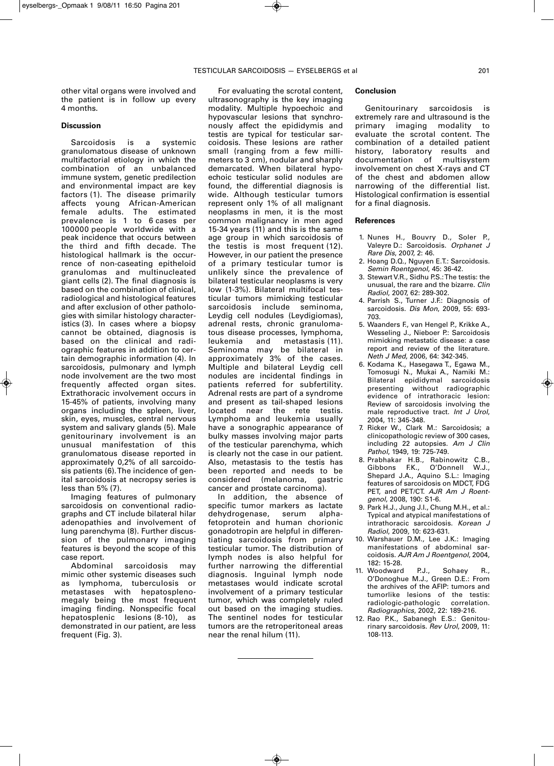other vital organs were involved and the patient is in follow up every 4 months.

## Discussion

Sarcoidosis is a systemic granulomatous disease of unknown multifactorial etiology in which the combination of an unbalanced immune system, genetic predilection and environmental impact are key factors (1). The disease primarily affects young African-American female adults. The estimated prevalence is 1 to 6 cases per 100000 people worldwide with a peak incidence that occurs between the third and fifth decade. The histological hallmark is the occurrence of non-caseating epitheloid granulomas and multinucleated giant cells (2). The final diagnosis is based on the combination of clinical, radiological and histological features and after exclusion of other pathologies with similar histology characteristics (3). In cases where a biopsy cannot be obtained, diagnosis is based on the clinical and radiographic features in addition to certain demographic information (4). In sarcoidosis, pulmonary and lymph node involvement are the two most frequently affected organ sites. Extrathoracic involvement occurs in 15-45% of patients, involving many organs including the spleen, liver, skin, eyes, muscles, central nervous system and salivary glands (5). Male genitourinary involvement is an unusual manifestation of this granulomatous disease reported in approximately 0,2% of all sarcoidosis patients (6). The incidence of genital sarcoidosis at necropsy series is less than 5% (7).

Imaging features of pulmonary sarcoidosis on conventional radiographs and CT include bilateral hilar adenopathies and involvement of lung parenchyma (8). Further discussion of the pulmonary imaging features is beyond the scope of this case report.

Abdominal sarcoidosis may mimic other systemic diseases such as lymphoma, tuberculosis or metastases with hepatosplenomegaly being the most frequent imaging finding. Nonspecific focal hepatosplenic lesions (8-10), as demonstrated in our patient, are less frequent (Fig. 3).

For evaluating the scrotal content, ultrasonography is the key imaging modality. Multiple hypoechoic and hypovascular lesions that synchronously affect the epididymis and testis are typical for testicular sarcoidosis. These lesions are rather small (ranging from a few millimeters to 3 cm), nodular and sharply demarcated. When bilateral hypoechoic testicular solid nodules are found, the differential diagnosis is wide. Although testicular tumors represent only 1% of all malignant neoplasms in men, it is the most common malignancy in men aged 15-34 years (11) and this is the same age group in which sarcoidosis of the testis is most frequent (12). However, in our patient the presence of a primary testicular tumor is unlikely since the prevalence of bilateral testicular neoplasms is very low (1-3%). Bilateral multifocal testicular tumors mimicking testicular sarcoidosis include seminoma, Leydig cell nodules (Leydigiomas), adrenal rests, chronic granulomatous disease processes, lymphoma, leukemia and metastasis (11). Seminoma may be bilateral in approximately 3% of the cases. Multiple and bilateral Leydig cell nodules are incidental findings in patients referred for subfertility. Adrenal rests are part of a syndrome and present as tail-shaped lesions located near the rete testis. Lymphoma and leukemia usually have a sonographic appearance of bulky masses involving major parts of the testicular parenchyma, which is clearly not the case in our patient. Also, metastasis to the testis has been reported and needs to be considered (melanoma, gastric cancer and prostate carcinoma).

In addition, the absence of specific tumor markers as lactate dehydrogenase, serum alpha-fetoprotein and human chorionic gonadotropin are helpful in differentiating sarcoidosis from primary testicular tumor. The distribution of lymph nodes is also helpful for further narrowing the differential diagnosis. Inguinal lymph node metastases would indicate scrotal involvement of a primary testicular tumor, which was completely ruled out based on the imaging studies. The sentinel nodes for testicular tumors are the retroperitoneal areas near the renal hilum (11).

## Conclusion

Genitourinary sarcoidosis is extremely rare and ultrasound is the primary imaging modality to evaluate the scrotal content. The combination of a detailed patient history, laboratory results and documentation of multisystem involvement on chest X-rays and CT of the chest and abdomen allow narrowing of the differential list. Histological confirmation is essential for a final diagnosis.

## References

1. Nunes H., Bouvry D., Soler P., Valeyre D.: Sarcoidosis. *Orphanet J Rare Dis*, 2007, 2: 46.
2. Hoang D.Q., Nguyen E.T.: Sarcoidosis. *Semin Roentgenol*, 45: 36-42.
3. Stewart V.R., Sidhu P.S.: The testis: the unusual, the rare and the bizarre. *Clin Radiol*, 2007, 62: 289-302.
4. Parrish S., Turner J.F.: Diagnosis of sarcoidosis. *Dis Mon*, 2009, 55: 693-703.
5. Waanders F., van Hengel P., Krikke A., Wesseling J., Nieboer P.: Sarcoidosis mimicking metastatic disease: a case report and review of the literature. *Neth J Med*, 2006, 64: 342-345.
6. Kodama K., Hasegawa T., Egawa M., Tomosugi N., Mukai A., Namiki M.: Bilateral epididymal sarcoidosis presenting without radiographic evidence of intrathoracic lesion: Review of sarcoidosis involving the male reproductive tract. *Int J Urol*, 2004, 11: 345-348.
7. Ricker W., Clark M.: Sarcoidosis; a clinicopathologic review of 300 cases, including 22 autopsies. *Am J Clin Pathol*, 1949, 19: 725-749.
8. Prabhakar H.B., Rabinowitz C.B., Gibbons F.K., O'Donnell W.J., Shepard J.A., Aquino S.L.: Imaging features of sarcoidosis on MDCT, FDG PET, and PET/CT. *AJR Am J Roentgenol*, 2008, 190: S1-6.
9. Park H.J., Jung J.I., Chung M.H., et al.: Typical and atypical manifestations of intrathoracic sarcoidosis. *Korean J Radiol*, 2009, 10: 623-631.
10. Warshauer D.M., Lee J.K.: Imaging manifestations of abdominal sarcoidosis. *AJR Am J Roentgenol*, 2004, 182: 15-28.
11. Woodward P.J., Sohaey R., O'Donoghue M.J., Green D.E.: From the archives of the AFIP: tumors and tumorlike lesions of the testis: radiologic-pathologic correlation. *Radiographics*, 2002, 22: 189-216.
12. Rao P.K., Sabanegh E.S.: Genitourinary sarcoidosis. *Rev Urol*, 2009, 11: 108-113.